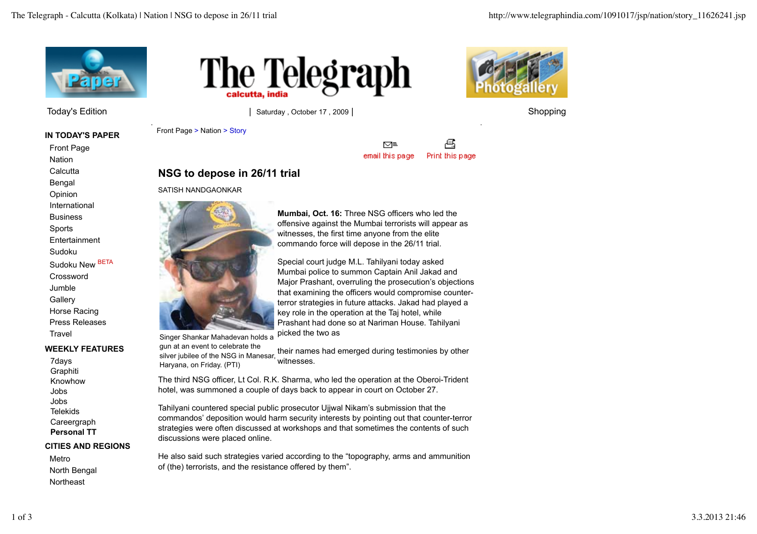Today's Edition | Saturday , October 17 , 2009 | Shopping

**IN TODAY'S PAPER**

- Front Page
- Nation
- Calcutta
- Bengal
- Opinion
- International
- Business
- Sports
- Entertainment
- Sudoku
- Sudoku New BETA
- Crossword
- Jumble
- Gallery
- Horse Racing
- Press Releases
- Travel

**WEEKLY FEATURES**

- 7days
- Graphiti
- Knowhow
- Jobs
- Jobs
- Telekids
- Careergraph
- **Personal TT**

**CITIES AND REGIONS**

- Metro
- North Bengal
- Northeast

Front Page > Nation > Story

email this page | Print this page

# NSG to depose in 26/11 trial

SATISH NANDGAONKAR

Singer Shankar Mahadevan holds a gun at an event to celebrate the silver jubilee of the NSG in Manesar, Haryana, on Friday. (PTI)

**Mumbai, Oct. 16:** Three NSG officers who led the offensive against the Mumbai terrorists will appear as witnesses, the first time anyone from the elite commando force will depose in the 26/11 trial.

Special court judge M.L. Tahilyani today asked Mumbai police to summon Captain Anil Jakad and Major Prashant, overruling the prosecution's objections that examining the officers would compromise counter-terror strategies in future attacks. Jakad had played a key role in the operation at the Taj hotel, while Prashant had done so at Nariman House. Tahilyani picked the two as their names had emerged during testimonies by other witnesses.

The third NSG officer, Lt Col. R.K. Sharma, who led the operation at the Oberoi-Trident hotel, was summoned a couple of days back to appear in court on October 27.

Tahilyani countered special public prosecutor Ujjwal Nikam's submission that the commandos' deposition would harm security interests by pointing out that counter-terror strategies were often discussed at workshops and that sometimes the contents of such discussions were placed online.

He also said such strategies varied according to the "topography, arms and ammunition of (the) terrorists, and the resistance offered by them".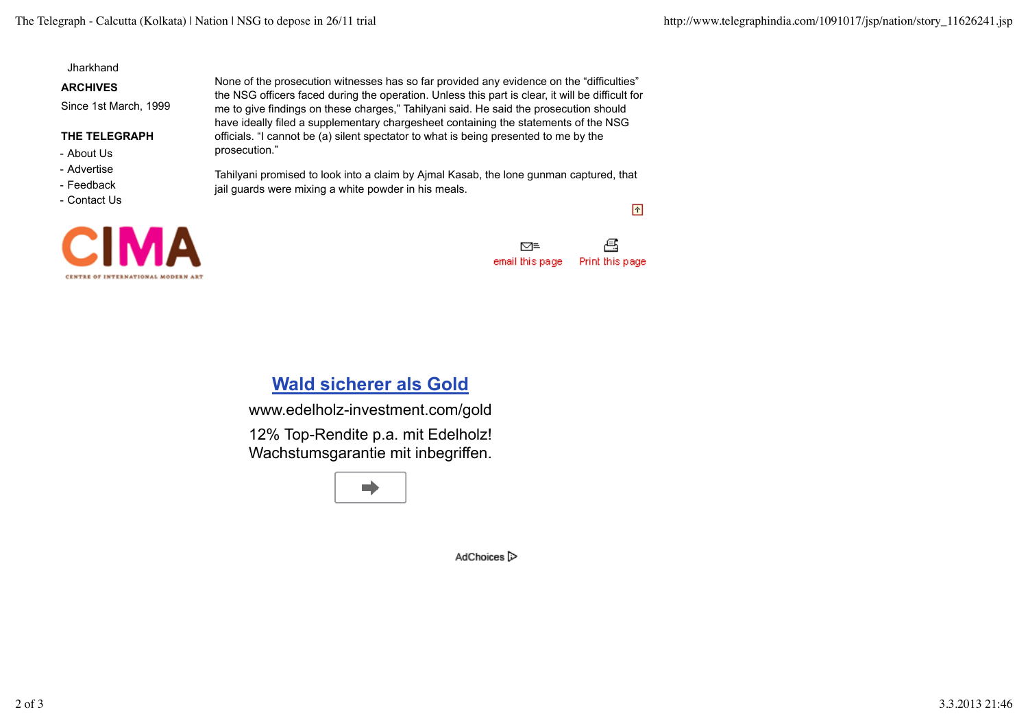Jharkhand

**ARCHIVES**

Since 1st March, 1999

**THE TELEGRAPH**

- About Us
- Advertise
- Feedback
- Contact Us

None of the prosecution witnesses has so far provided any evidence on the “difficulties” the NSG officers faced during the operation. Unless this part is clear, it will be difficult for me to give findings on these charges,” Tahilyani said. He said the prosecution should have ideally filed a supplementary chargesheet containing the statements of the NSG officials. “I cannot be (a) silent spectator to what is being presented to me by the prosecution.”

Tahilyani promised to look into a claim by Ajmal Kasab, the lone gunman captured, that jail guards were mixing a white powder in his meals.

email this page Print this page

**Wald sicherer als Gold**

www.edelholz-investment.com/gold

12% Top-Rendite p.a. mit Edelholz! Wachstumsgarantie mit inbegriffen.

AdChoices